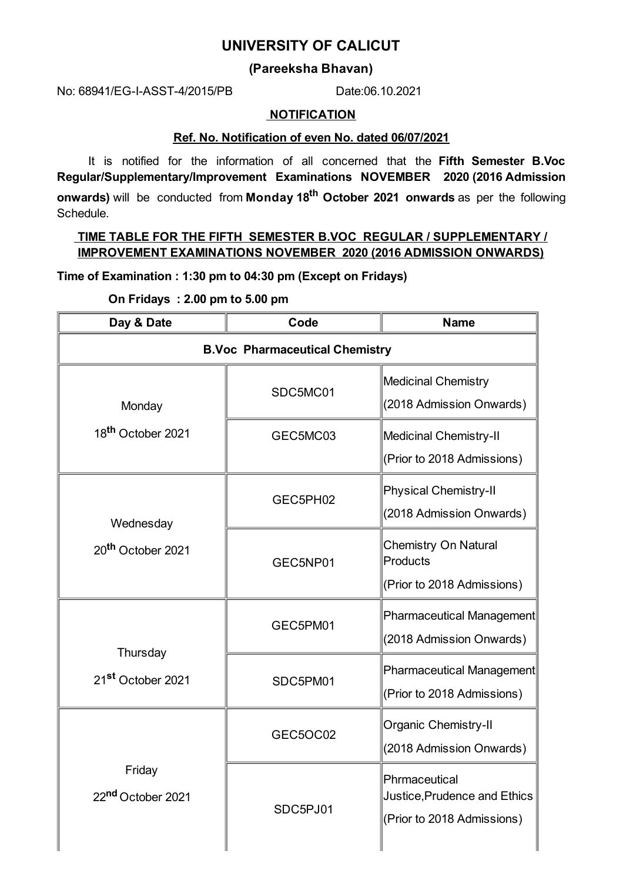# UNIVERSITY OF CALICUT

## (Pareeksha Bhavan)

No: 68941/EG-I-ASST-4/2015/PB Date:06.10.2021

### NOTIFICATION

**Ref. No. Notification of even No. dated 06/07/2021**

It is notified for the information of all concerned that the **Fifth Semester B.Voc Regular/Supplementary/Improvement Examinations NOVEMBER 2020 (2016 Admission onwards)** will be conducted from **Monday 18th October 2021 onwards** as per the following Schedule.

**TIME TABLE FOR THE FIFTH SEMESTER B.VOC REGULAR / SUPPLEMENTARY / IMPROVEMENT EXAMINATIONS NOVEMBER 2020 (2016 ADMISSION ONWARDS)**

**Time of Examination : 1:30 pm to 04:30 pm (Except on Fridays)**

**On Fridays : 2.00 pm to 5.00 pm**

| Day & Date | Code | Name |
|---|---|---|
| **B.Voc Pharmaceutical Chemistry** | | |
| Monday 18th October 2021 | SDC5MC01 | Medicinal Chemistry (2018 Admission Onwards) |
| | GEC5MC03 | Medicinal Chemistry-II (Prior to 2018 Admissions) |
| Wednesday 20th October 2021 | GEC5PH02 | Physical Chemistry-II (2018 Admission Onwards) |
| | GEC5NP01 | Chemistry On Natural Products (Prior to 2018 Admissions) |
| Thursday 21st October 2021 | GEC5PM01 | Pharmaceutical Management (2018 Admission Onwards) |
| | SDC5PM01 | Pharmaceutical Management (Prior to 2018 Admissions) |
| Friday 22nd October 2021 | GEC5OC02 | Organic Chemistry-II (2018 Admission Onwards) |
| | SDC5PJ01 | Phrmaceutical Justice,Prudence and Ethics (Prior to 2018 Admissions) |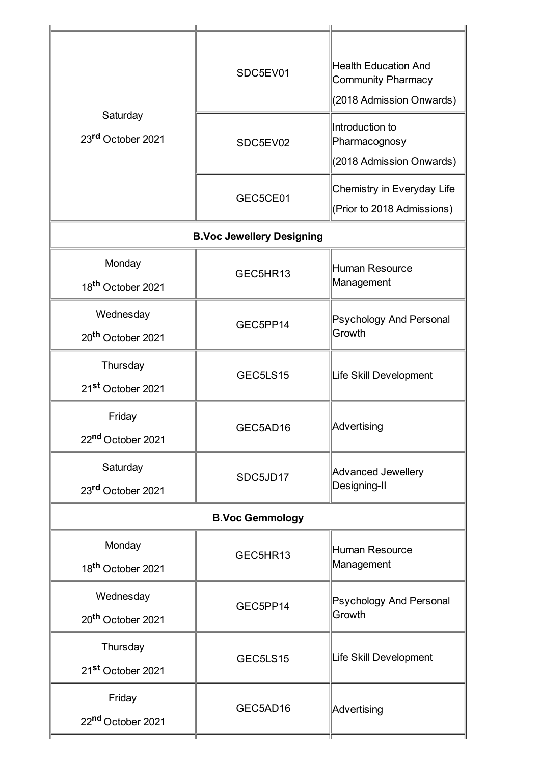| | | |
|---|---|---|
| Saturday 23rd October 2021 | SDC5EV01 | Health Education And Community Pharmacy (2018 Admission Onwards) |
| | SDC5EV02 | Introduction to Pharmacognosy (2018 Admission Onwards) |
| | GEC5CE01 | Chemistry in Everyday Life (Prior to 2018 Admissions) |
| **B.Voc Jewellery Designing** | | |
| Monday 18th October 2021 | GEC5HR13 | Human Resource Management |
| Wednesday 20th October 2021 | GEC5PP14 | Psychology And Personal Growth |
| Thursday 21st October 2021 | GEC5LS15 | Life Skill Development |
| Friday 22nd October 2021 | GEC5AD16 | Advertising |
| Saturday 23rd October 2021 | SDC5JD17 | Advanced Jewellery Designing-II |
| **B.Voc Gemmology** | | |
| Monday 18th October 2021 | GEC5HR13 | Human Resource Management |
| Wednesday 20th October 2021 | GEC5PP14 | Psychology And Personal Growth |
| Thursday 21st October 2021 | GEC5LS15 | Life Skill Development |
| Friday 22nd October 2021 | GEC5AD16 | Advertising |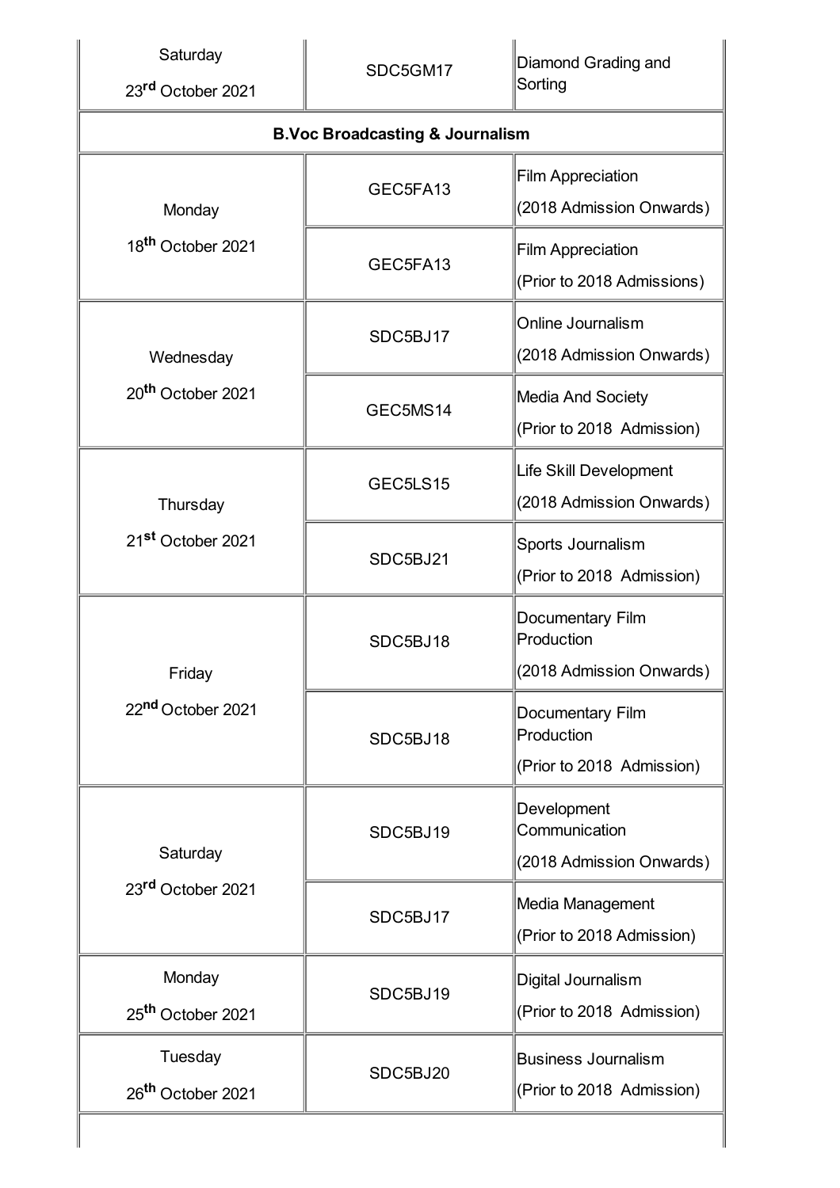| | | |
|---|---|---|
| Saturday 23rd October 2021 | SDC5GM17 | Diamond Grading and Sorting |
| **B.Voc Broadcasting & Journalism** | | |
| Monday 18th October 2021 | GEC5FA13 | Film Appreciation (2018 Admission Onwards) |
| | GEC5FA13 | Film Appreciation (Prior to 2018 Admissions) |
| Wednesday 20th October 2021 | SDC5BJ17 | Online Journalism (2018 Admission Onwards) |
| | GEC5MS14 | Media And Society (Prior to 2018 Admission) |
| Thursday 21st October 2021 | GEC5LS15 | Life Skill Development (2018 Admission Onwards) |
| | SDC5BJ21 | Sports Journalism (Prior to 2018 Admission) |
| Friday 22nd October 2021 | SDC5BJ18 | Documentary Film Production (2018 Admission Onwards) |
| | SDC5BJ18 | Documentary Film Production (Prior to 2018 Admission) |
| Saturday 23rd October 2021 | SDC5BJ19 | Development Communication (2018 Admission Onwards) |
| | SDC5BJ17 | Media Management (Prior to 2018 Admission) |
| Monday 25th October 2021 | SDC5BJ19 | Digital Journalism (Prior to 2018 Admission) |
| Tuesday 26th October 2021 | SDC5BJ20 | Business Journalism (Prior to 2018 Admission) |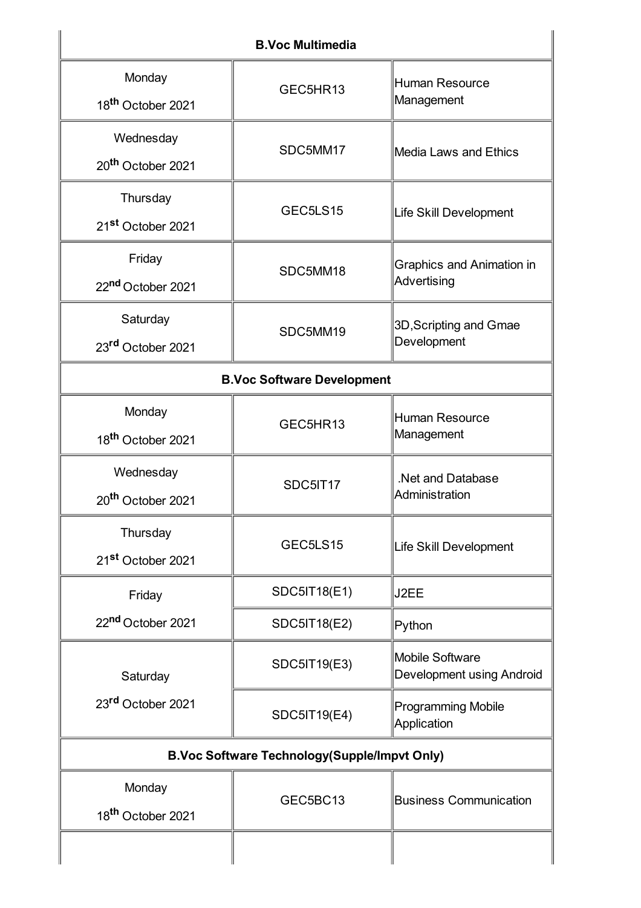| B.Voc Multimedia | | |
|---|---|---|
| Monday 18th October 2021 | GEC5HR13 | Human Resource Management |
| Wednesday 20th October 2021 | SDC5MM17 | Media Laws and Ethics |
| Thursday 21st October 2021 | GEC5LS15 | Life Skill Development |
| Friday 22nd October 2021 | SDC5MM18 | Graphics and Animation in Advertising |
| Saturday 23rd October 2021 | SDC5MM19 | 3D,Scripting and Gmae Development |
| **B.Voc Software Development** | | |
| Monday 18th October 2021 | GEC5HR13 | Human Resource Management |
| Wednesday 20th October 2021 | SDC5IT17 | .Net and Database Administration |
| Thursday 21st October 2021 | GEC5LS15 | Life Skill Development |
| Friday 22nd October 2021 | SDC5IT18(E1) | J2EE |
| | SDC5IT18(E2) | Python |
| Saturday 23rd October 2021 | SDC5IT19(E3) | Mobile Software Development using Android |
| | SDC5IT19(E4) | Programming Mobile Application |
| **B.Voc Software Technology(Supple/Impvt Only)** | | |
| Monday 18th October 2021 | GEC5BC13 | Business Communication |
| | | |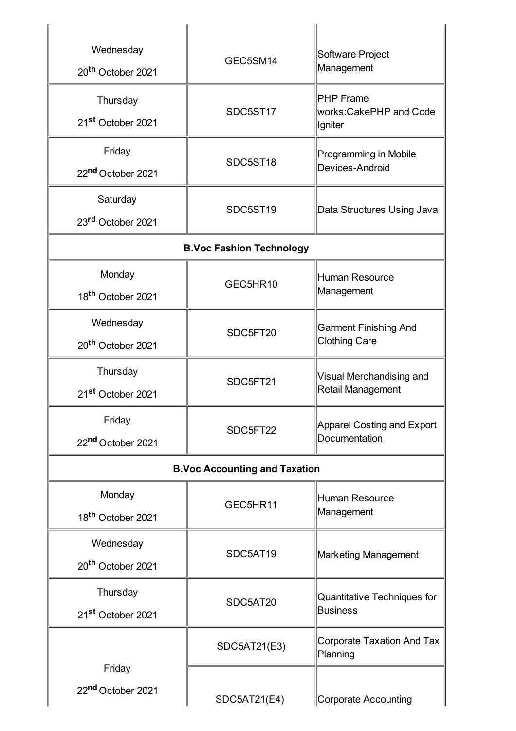| | | |
|---|---|---|
| Wednesday 20th October 2021 | GEC5SM14 | Software Project Management |
| Thursday 21st October 2021 | SDC5ST17 | PHP Frame works:CakePHP and Code Igniter |
| Friday 22nd October 2021 | SDC5ST18 | Programming in Mobile Devices-Android |
| Saturday 23rd October 2021 | SDC5ST19 | Data Structures Using Java |
| **B.Voc Fashion Technology** | | |
| Monday 18th October 2021 | GEC5HR10 | Human Resource Management |
| Wednesday 20th October 2021 | SDC5FT20 | Garment Finishing And Clothing Care |
| Thursday 21st October 2021 | SDC5FT21 | Visual Merchandising and Retail Management |
| Friday 22nd October 2021 | SDC5FT22 | Apparel Costing and Export Documentation |
| **B.Voc Accounting and Taxation** | | |
| Monday 18th October 2021 | GEC5HR11 | Human Resource Management |
| Wednesday 20th October 2021 | SDC5AT19 | Marketing Management |
| Thursday 21st October 2021 | SDC5AT20 | Quantitative Techniques for Business |
| Friday 22nd October 2021 | SDC5AT21(E3) | Corporate Taxation And Tax Planning |
| | SDC5AT21(E4) | Corporate Accounting |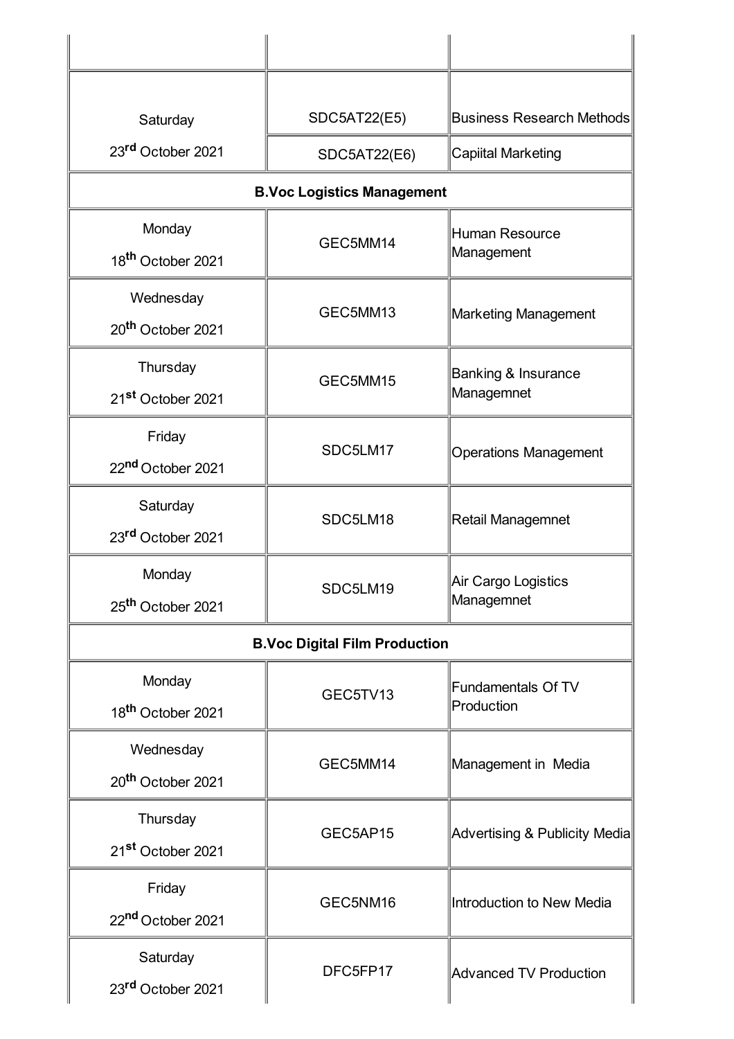| | | |
|---|---|---|
| | | |
| Saturday 23rd October 2021 | SDC5AT22(E5) | Business Research Methods |
| | SDC5AT22(E6) | Capiital Marketing |
| **B.Voc Logistics Management** | | |
| Monday 18th October 2021 | GEC5MM14 | Human Resource Management |
| Wednesday 20th October 2021 | GEC5MM13 | Marketing Management |
| Thursday 21st October 2021 | GEC5MM15 | Banking & Insurance Managemnet |
| Friday 22nd October 2021 | SDC5LM17 | Operations Management |
| Saturday 23rd October 2021 | SDC5LM18 | Retail Managemnet |
| Monday 25th October 2021 | SDC5LM19 | Air Cargo Logistics Managemnet |
| **B.Voc Digital Film Production** | | |
| Monday 18th October 2021 | GEC5TV13 | Fundamentals Of TV Production |
| Wednesday 20th October 2021 | GEC5MM14 | Management in Media |
| Thursday 21st October 2021 | GEC5AP15 | Advertising & Publicity Media |
| Friday 22nd October 2021 | GEC5NM16 | Introduction to New Media |
| Saturday 23rd October 2021 | DFC5FP17 | Advanced TV Production |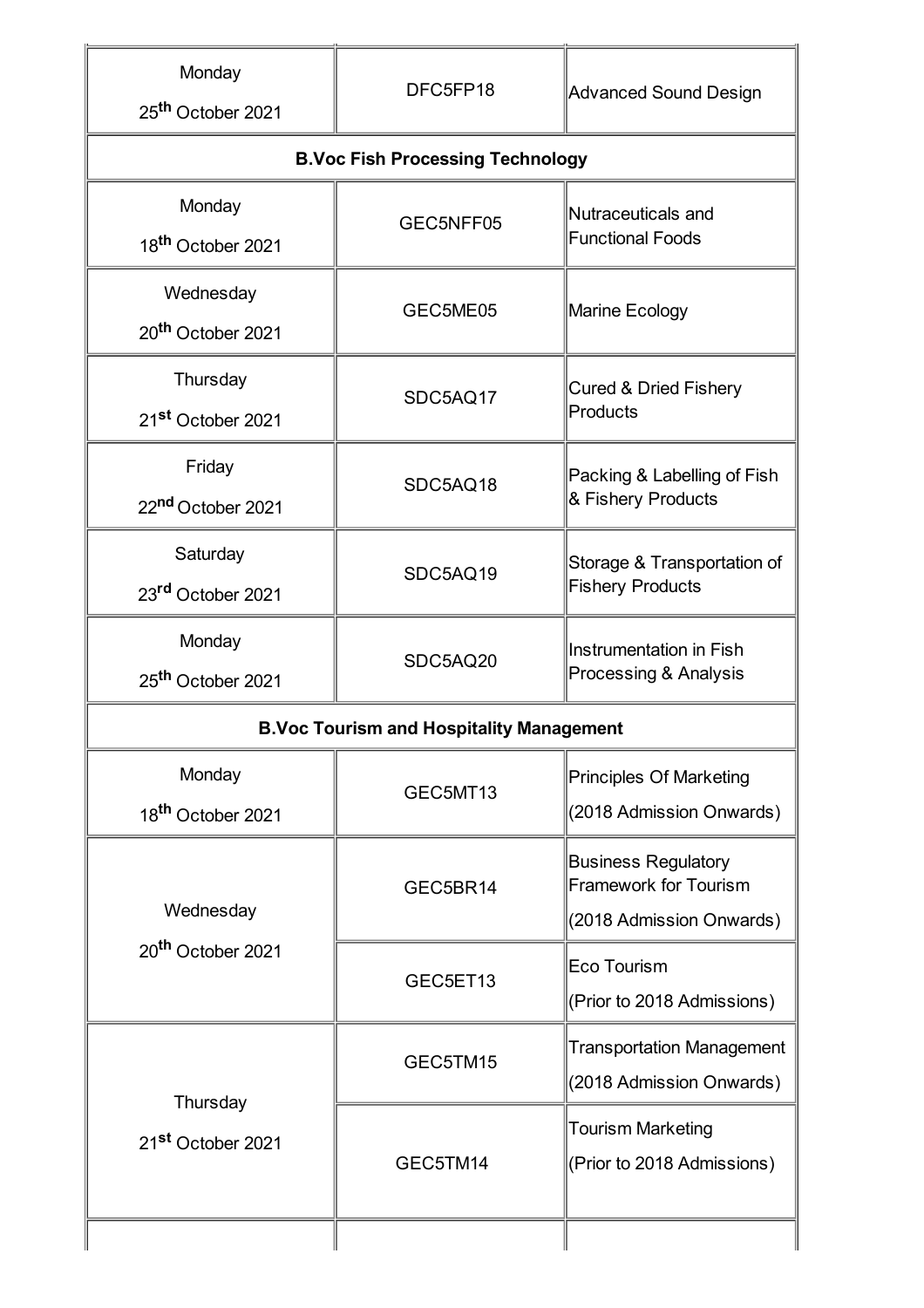| | | |
|---|---|---|
| Monday 25th October 2021 | DFC5FP18 | Advanced Sound Design |
| **B.Voc Fish Processing Technology** | | |
| Monday 18th October 2021 | GEC5NFF05 | Nutraceuticals and Functional Foods |
| Wednesday 20th October 2021 | GEC5ME05 | Marine Ecology |
| Thursday 21st October 2021 | SDC5AQ17 | Cured & Dried Fishery Products |
| Friday 22nd October 2021 | SDC5AQ18 | Packing & Labelling of Fish & Fishery Products |
| Saturday 23rd October 2021 | SDC5AQ19 | Storage & Transportation of Fishery Products |
| Monday 25th October 2021 | SDC5AQ20 | Instrumentation in Fish Processing & Analysis |
| **B.Voc Tourism and Hospitality Management** | | |
| Monday 18th October 2021 | GEC5MT13 | Principles Of Marketing (2018 Admission Onwards) |
| Wednesday 20th October 2021 | GEC5BR14 | Business Regulatory Framework for Tourism (2018 Admission Onwards) |
| | GEC5ET13 | Eco Tourism (Prior to 2018 Admissions) |
| Thursday 21st October 2021 | GEC5TM15 | Transportation Management (2018 Admission Onwards) |
| | GEC5TM14 | Tourism Marketing (Prior to 2018 Admissions) |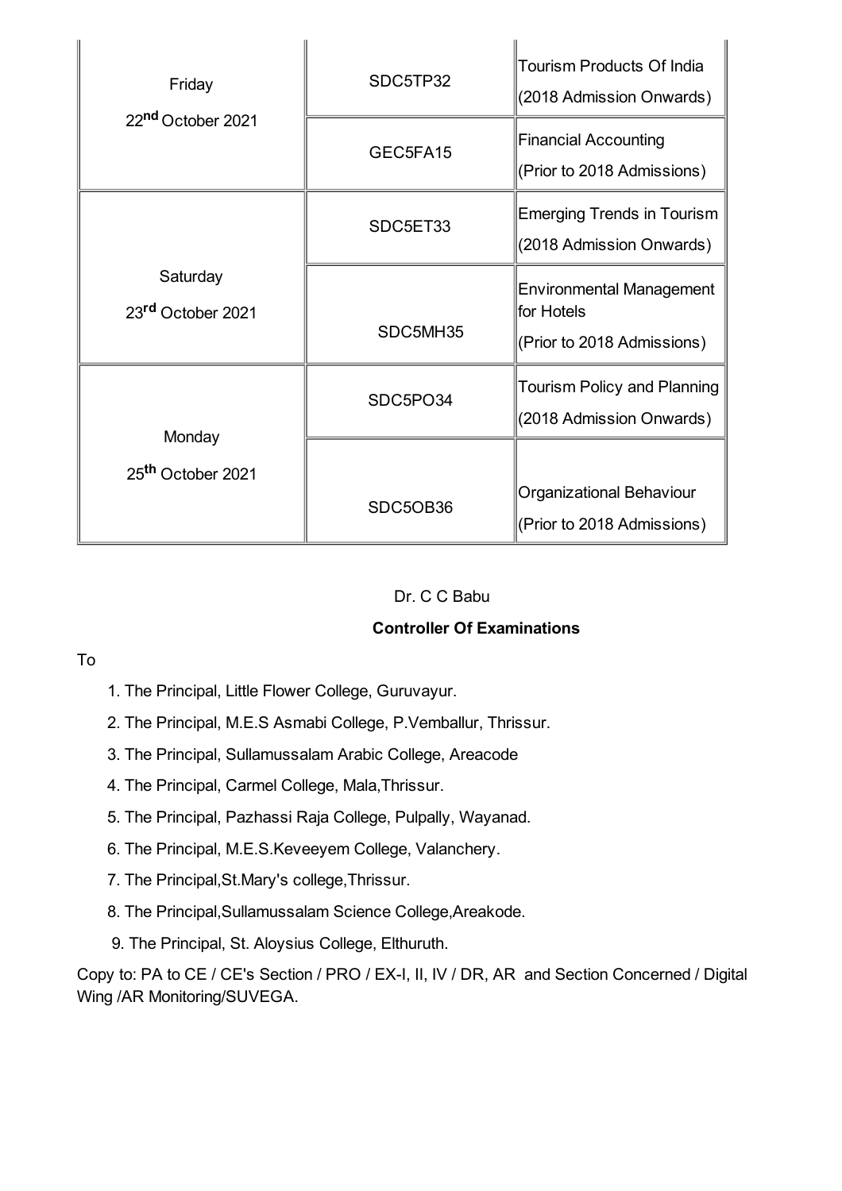| | | |
|---|---|---|
| Friday 22nd October 2021 | SDC5TP32 | Tourism Products Of India (2018 Admission Onwards) |
| | GEC5FA15 | Financial Accounting (Prior to 2018 Admissions) |
| Saturday 23rd October 2021 | SDC5ET33 | Emerging Trends in Tourism (2018 Admission Onwards) |
| | SDC5MH35 | Environmental Management for Hotels (Prior to 2018 Admissions) |
| Monday 25th October 2021 | SDC5PO34 | Tourism Policy and Planning (2018 Admission Onwards) |
| | SDC5OB36 | Organizational Behaviour (Prior to 2018 Admissions) |

Dr. C C Babu

**Controller Of Examinations**

To

1. The Principal, Little Flower College, Guruvayur.
2. The Principal, M.E.S Asmabi College, P.Vemballur, Thrissur.
3. The Principal, Sullamussalam Arabic College, Areacode
4. The Principal, Carmel College, Mala,Thrissur.
5. The Principal, Pazhassi Raja College, Pulpally, Wayanad.
6. The Principal, M.E.S.Keveeyem College, Valanchery.
7. The Principal,St.Mary's college,Thrissur.
8. The Principal,Sullamussalam Science College,Areakode.
9. The Principal, St. Aloysius College, Elthuruth.

Copy to: PA to CE / CE's Section / PRO / EX-I, II, IV / DR, AR and Section Concerned / Digital Wing /AR Monitoring/SUVEGA.